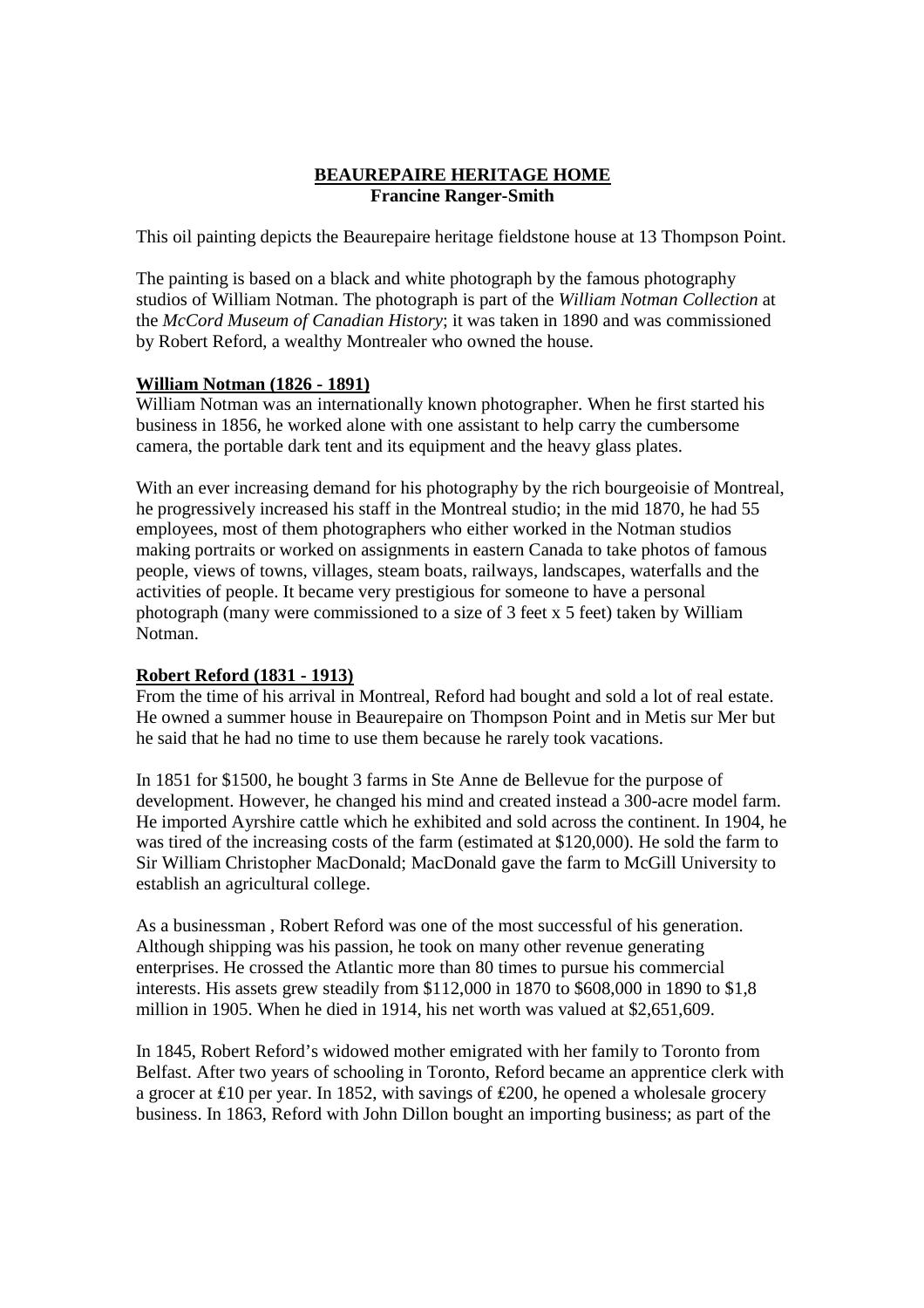# BEAUREPAIRE HERITAGE HOME

**Francine Ranger-Smith**

This oil painting depicts the Beaurepaire heritage fieldstone house at 13 Thompson Point.

The painting is based on a black and white photograph by the famous photography studios of William Notman. The photograph is part of the *William Notman Collection* at the *McCord Museum of Canadian History*; it was taken in 1890 and was commissioned by Robert Reford, a wealthy Montrealer who owned the house.

## William Notman (1826 - 1891)

William Notman was an internationally known photographer. When he first started his business in 1856, he worked alone with one assistant to help carry the cumbersome camera, the portable dark tent and its equipment and the heavy glass plates.

With an ever increasing demand for his photography by the rich bourgeoisie of Montreal, he progressively increased his staff in the Montreal studio; in the mid 1870, he had 55 employees, most of them photographers who either worked in the Notman studios making portraits or worked on assignments in eastern Canada to take photos of famous people, views of towns, villages, steam boats, railways, landscapes, waterfalls and the activities of people. It became very prestigious for someone to have a personal photograph (many were commissioned to a size of 3 feet x 5 feet) taken by William Notman.

## Robert Reford (1831 - 1913)

From the time of his arrival in Montreal, Reford had bought and sold a lot of real estate. He owned a summer house in Beaurepaire on Thompson Point and in Metis sur Mer but he said that he had no time to use them because he rarely took vacations.

In 1851 for $1500, he bought 3 farms in Ste Anne de Bellevue for the purpose of development. However, he changed his mind and created instead a 300-acre model farm. He imported Ayrshire cattle which he exhibited and sold across the continent. In 1904, he was tired of the increasing costs of the farm (estimated at $120,000). He sold the farm to Sir William Christopher MacDonald; MacDonald gave the farm to McGill University to establish an agricultural college.

As a businessman , Robert Reford was one of the most successful of his generation. Although shipping was his passion, he took on many other revenue generating enterprises. He crossed the Atlantic more than 80 times to pursue his commercial interests. His assets grew steadily from $112,000 in 1870 to $608,000 in 1890 to $1,8 million in 1905. When he died in 1914, his net worth was valued at $2,651,609.

In 1845, Robert Reford's widowed mother emigrated with her family to Toronto from Belfast. After two years of schooling in Toronto, Reford became an apprentice clerk with a grocer at ₤10 per year. In 1852, with savings of ₤200, he opened a wholesale grocery business. In 1863, Reford with John Dillon bought an importing business; as part of the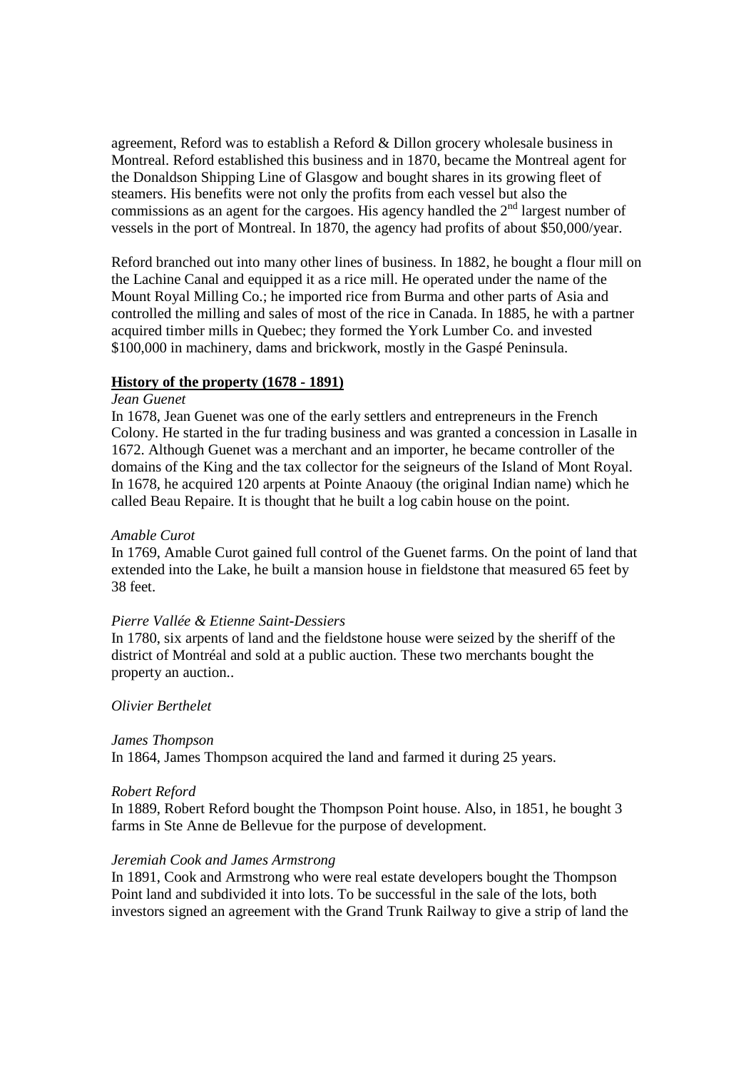agreement, Reford was to establish a Reford & Dillon grocery wholesale business in Montreal. Reford established this business and in 1870, became the Montreal agent for the Donaldson Shipping Line of Glasgow and bought shares in its growing fleet of steamers. His benefits were not only the profits from each vessel but also the commissions as an agent for the cargoes. His agency handled the 2nd largest number of vessels in the port of Montreal. In 1870, the agency had profits of about $50,000/year.

Reford branched out into many other lines of business. In 1882, he bought a flour mill on the Lachine Canal and equipped it as a rice mill. He operated under the name of the Mount Royal Milling Co.; he imported rice from Burma and other parts of Asia and controlled the milling and sales of most of the rice in Canada. In 1885, he with a partner acquired timber mills in Quebec; they formed the York Lumber Co. and invested $100,000 in machinery, dams and brickwork, mostly in the Gaspé Peninsula.

## History of the property (1678 - 1891)

*Jean Guenet*

In 1678, Jean Guenet was one of the early settlers and entrepreneurs in the French Colony. He started in the fur trading business and was granted a concession in Lasalle in 1672. Although Guenet was a merchant and an importer, he became controller of the domains of the King and the tax collector for the seigneurs of the Island of Mont Royal. In 1678, he acquired 120 arpents at Pointe Anaouy (the original Indian name) which he called Beau Repaire. It is thought that he built a log cabin house on the point.

*Amable Curot*

In 1769, Amable Curot gained full control of the Guenet farms. On the point of land that extended into the Lake, he built a mansion house in fieldstone that measured 65 feet by 38 feet.

*Pierre Vallée & Etienne Saint-Dessiers*

In 1780, six arpents of land and the fieldstone house were seized by the sheriff of the district of Montréal and sold at a public auction. These two merchants bought the property an auction..

*Olivier Berthelet*

*James Thompson*

In 1864, James Thompson acquired the land and farmed it during 25 years.

*Robert Reford*

In 1889, Robert Reford bought the Thompson Point house. Also, in 1851, he bought 3 farms in Ste Anne de Bellevue for the purpose of development.

*Jeremiah Cook and James Armstrong*

In 1891, Cook and Armstrong who were real estate developers bought the Thompson Point land and subdivided it into lots. To be successful in the sale of the lots, both investors signed an agreement with the Grand Trunk Railway to give a strip of land the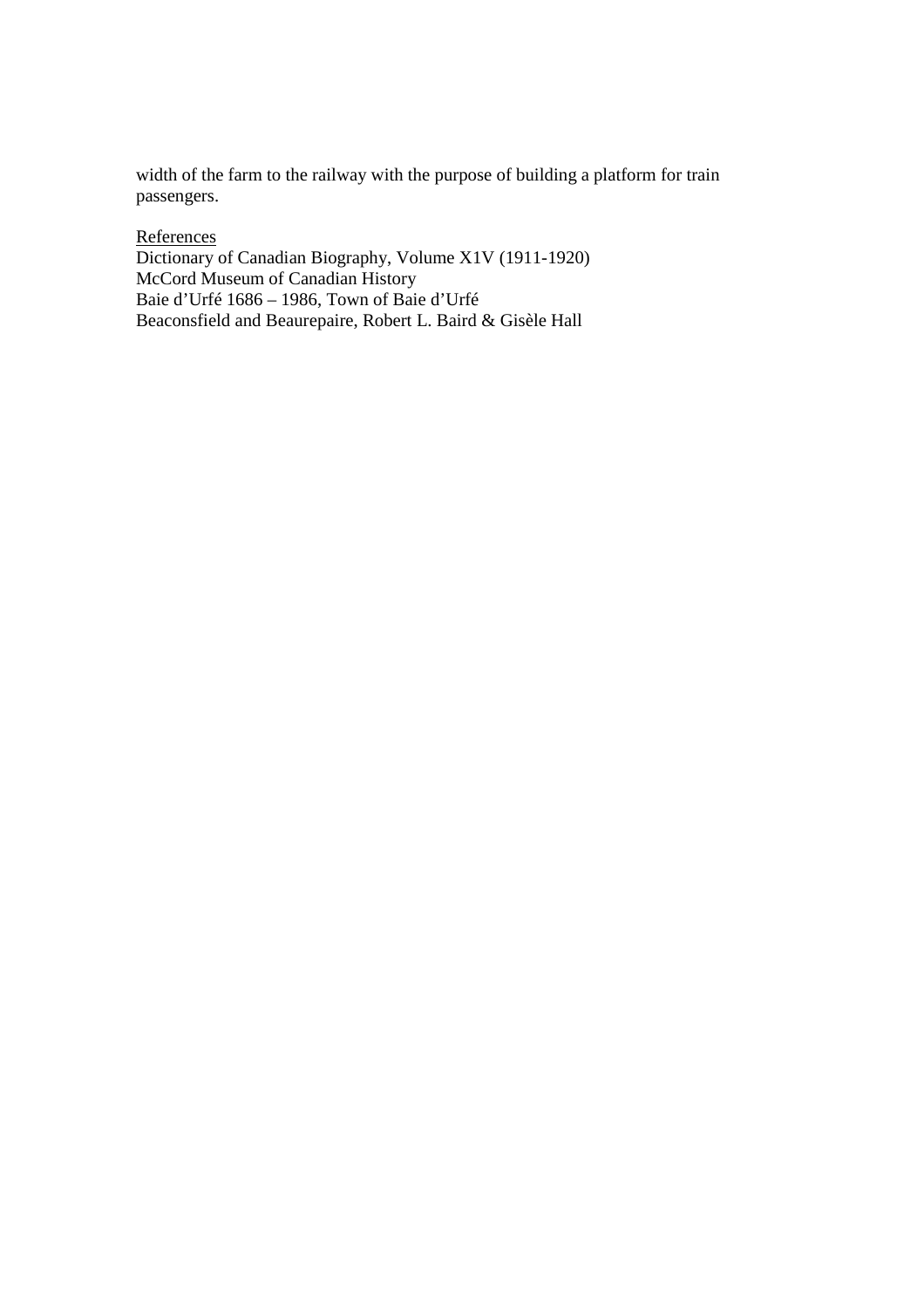width of the farm to the railway with the purpose of building a platform for train passengers.

References

Dictionary of Canadian Biography, Volume X1V (1911-1920)
McCord Museum of Canadian History
Baie d'Urfé 1686 – 1986, Town of Baie d'Urfé
Beaconsfield and Beaurepaire, Robert L. Baird & Gisèle Hall